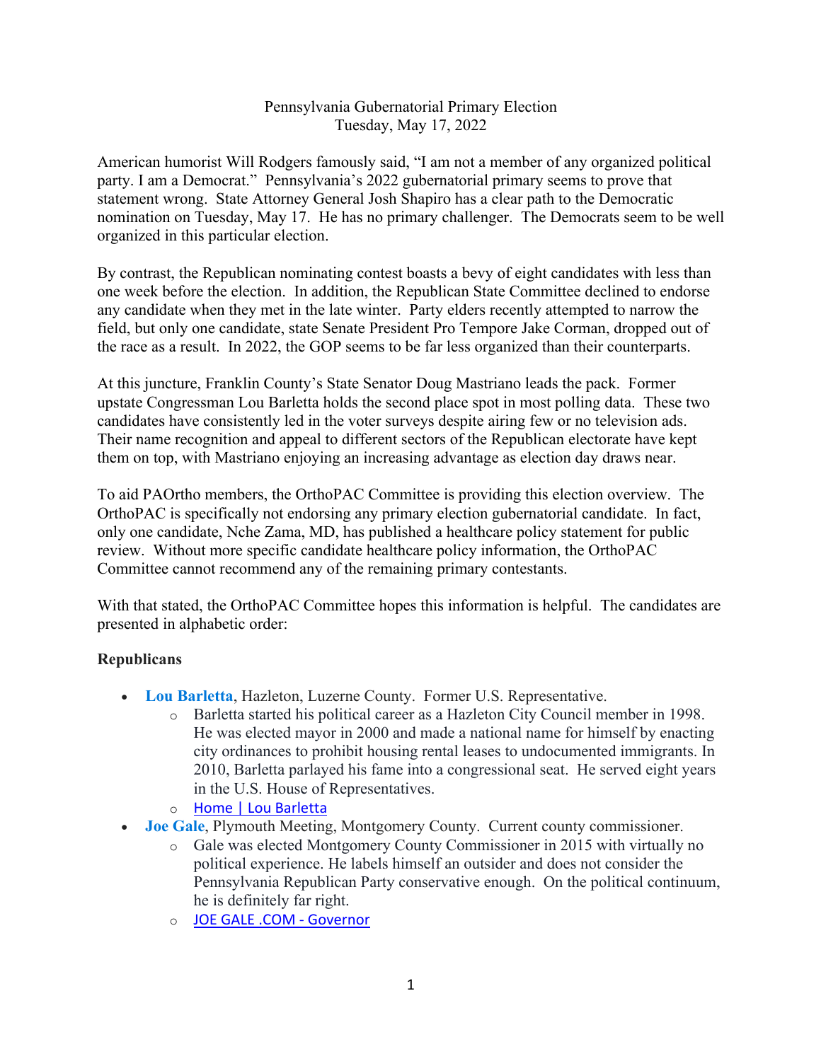Pennsylvania Gubernatorial Primary Election
Tuesday, May 17, 2022

American humorist Will Rodgers famously said, "I am not a member of any organized political party. I am a Democrat." Pennsylvania's 2022 gubernatorial primary seems to prove that statement wrong. State Attorney General Josh Shapiro has a clear path to the Democratic nomination on Tuesday, May 17. He has no primary challenger. The Democrats seem to be well organized in this particular election.

By contrast, the Republican nominating contest boasts a bevy of eight candidates with less than one week before the election. In addition, the Republican State Committee declined to endorse any candidate when they met in the late winter. Party elders recently attempted to narrow the field, but only one candidate, state Senate President Pro Tempore Jake Corman, dropped out of the race as a result. In 2022, the GOP seems to be far less organized than their counterparts.

At this juncture, Franklin County's State Senator Doug Mastriano leads the pack. Former upstate Congressman Lou Barletta holds the second place spot in most polling data. These two candidates have consistently led in the voter surveys despite airing few or no television ads. Their name recognition and appeal to different sectors of the Republican electorate have kept them on top, with Mastriano enjoying an increasing advantage as election day draws near.

To aid PAOrtho members, the OrthoPAC Committee is providing this election overview. The OrthoPAC is specifically not endorsing any primary election gubernatorial candidate. In fact, only one candidate, Nche Zama, MD, has published a healthcare policy statement for public review. Without more specific candidate healthcare policy information, the OrthoPAC Committee cannot recommend any of the remaining primary contestants.

With that stated, the OrthoPAC Committee hopes this information is helpful. The candidates are presented in alphabetic order:

**Republicans**

- **Lou Barletta**, Hazleton, Luzerne County. Former U.S. Representative.
  - Barletta started his political career as a Hazleton City Council member in 1998. He was elected mayor in 2000 and made a national name for himself by enacting city ordinances to prohibit housing rental leases to undocumented immigrants. In 2010, Barletta parlayed his fame into a congressional seat. He served eight years in the U.S. House of Representatives.
  - Home | Lou Barletta
- **Joe Gale**, Plymouth Meeting, Montgomery County. Current county commissioner.
  - Gale was elected Montgomery County Commissioner in 2015 with virtually no political experience. He labels himself an outsider and does not consider the Pennsylvania Republican Party conservative enough. On the political continuum, he is definitely far right.
  - JOE GALE .COM - Governor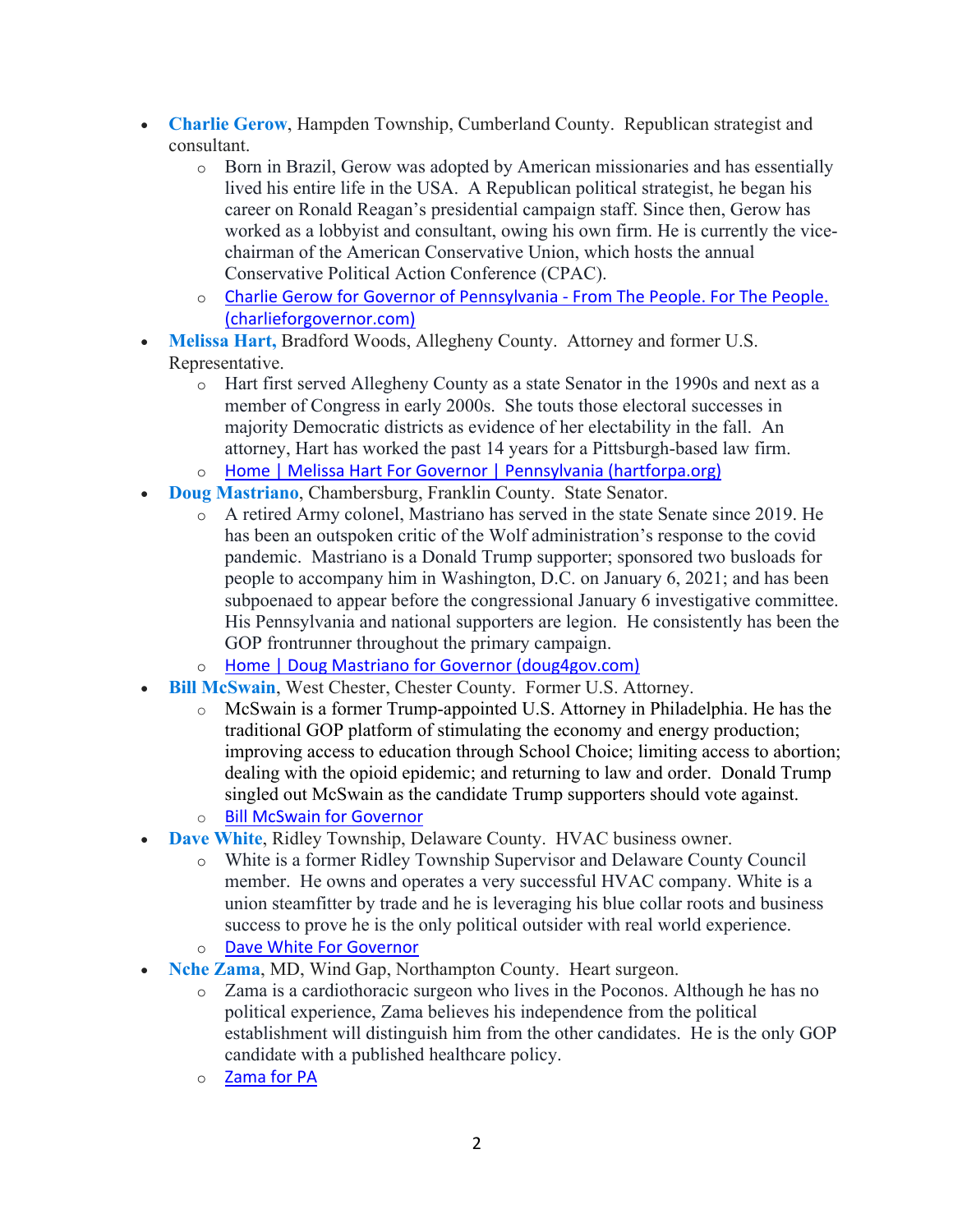- **Charlie Gerow**, Hampden Township, Cumberland County. Republican strategist and consultant.
  - Born in Brazil, Gerow was adopted by American missionaries and has essentially lived his entire life in the USA. A Republican political strategist, he began his career on Ronald Reagan's presidential campaign staff. Since then, Gerow has worked as a lobbyist and consultant, owing his own firm. He is currently the vice-chairman of the American Conservative Union, which hosts the annual Conservative Political Action Conference (CPAC).
  - [Charlie Gerow for Governor of Pennsylvania - From The People. For The People. (charlieforgovernor.com)]()
- **Melissa Hart,** Bradford Woods, Allegheny County. Attorney and former U.S. Representative.
  - Hart first served Allegheny County as a state Senator in the 1990s and next as a member of Congress in early 2000s. She touts those electoral successes in majority Democratic districts as evidence of her electability in the fall. An attorney, Hart has worked the past 14 years for a Pittsburgh-based law firm.
  - [Home | Melissa Hart For Governor | Pennsylvania (hartforpa.org)]()
- **Doug Mastriano**, Chambersburg, Franklin County. State Senator.
  - A retired Army colonel, Mastriano has served in the state Senate since 2019. He has been an outspoken critic of the Wolf administration's response to the covid pandemic. Mastriano is a Donald Trump supporter; sponsored two busloads for people to accompany him in Washington, D.C. on January 6, 2021; and has been subpoenaed to appear before the congressional January 6 investigative committee. His Pennsylvania and national supporters are legion. He consistently has been the GOP frontrunner throughout the primary campaign.
  - [Home | Doug Mastriano for Governor (doug4gov.com)]()
- **Bill McSwain**, West Chester, Chester County. Former U.S. Attorney.
  - McSwain is a former Trump-appointed U.S. Attorney in Philadelphia. He has the traditional GOP platform of stimulating the economy and energy production; improving access to education through School Choice; limiting access to abortion; dealing with the opioid epidemic; and returning to law and order. Donald Trump singled out McSwain as the candidate Trump supporters should vote against.
  - [Bill McSwain for Governor]()
- **Dave White**, Ridley Township, Delaware County. HVAC business owner.
  - White is a former Ridley Township Supervisor and Delaware County Council member. He owns and operates a very successful HVAC company. White is a union steamfitter by trade and he is leveraging his blue collar roots and business success to prove he is the only political outsider with real world experience.
  - [Dave White For Governor]()
- **Nche Zama**, MD, Wind Gap, Northampton County. Heart surgeon.
  - Zama is a cardiothoracic surgeon who lives in the Poconos. Although he has no political experience, Zama believes his independence from the political establishment will distinguish him from the other candidates. He is the only GOP candidate with a published healthcare policy.
  - [Zama for PA]()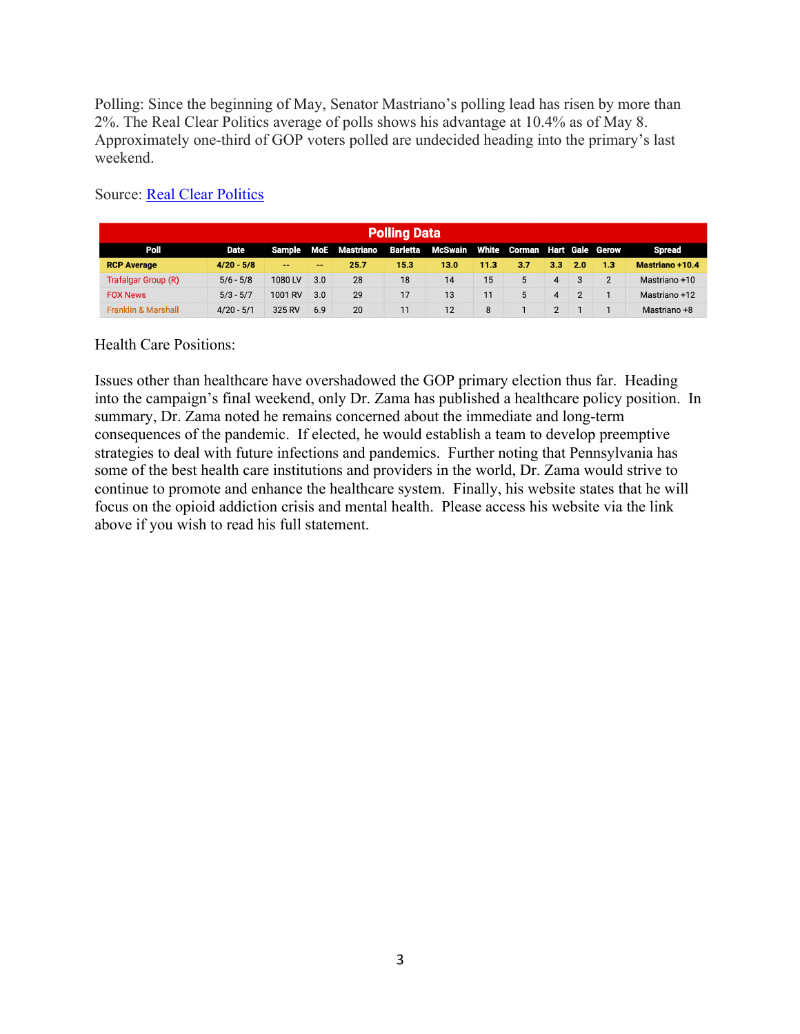Polling: Since the beginning of May, Senator Mastriano's polling lead has risen by more than 2%. The Real Clear Politics average of polls shows his advantage at 10.4% as of May 8. Approximately one-third of GOP voters polled are undecided heading into the primary's last weekend.

Source: [Real Clear Politics]

| Polling Data | | | | | | | | | | | | |
|---|---|---|---|---|---|---|---|---|---|---|---|---|
| Poll | Date | Sample | MoE | Mastriano | Barletta | McSwain | White | Corman | Hart | Gale | Gerow | Spread |
| **RCP Average** | **4/20 - 5/8** | **--** | **--** | **25.7** | **15.3** | **13.0** | **11.3** | **3.7** | **3.3** | **2.0** | **1.3** | **Mastriano +10.4** |
| Trafalgar Group (R) | 5/6 - 5/8 | 1080 LV | 3.0 | 28 | 18 | 14 | 15 | 5 | 4 | 3 | 2 | Mastriano +10 |
| FOX News | 5/3 - 5/7 | 1001 RV | 3.0 | 29 | 17 | 13 | 11 | 5 | 4 | 2 | 1 | Mastriano +12 |
| Franklin & Marshall | 4/20 - 5/1 | 325 RV | 6.9 | 20 | 11 | 12 | 8 | 1 | 2 | 1 | 1 | Mastriano +8 |

Health Care Positions:

Issues other than healthcare have overshadowed the GOP primary election thus far. Heading into the campaign's final weekend, only Dr. Zama has published a healthcare policy position. In summary, Dr. Zama noted he remains concerned about the immediate and long-term consequences of the pandemic. If elected, he would establish a team to develop preemptive strategies to deal with future infections and pandemics. Further noting that Pennsylvania has some of the best health care institutions and providers in the world, Dr. Zama would strive to continue to promote and enhance the healthcare system. Finally, his website states that he will focus on the opioid addiction crisis and mental health. Please access his website via the link above if you wish to read his full statement.